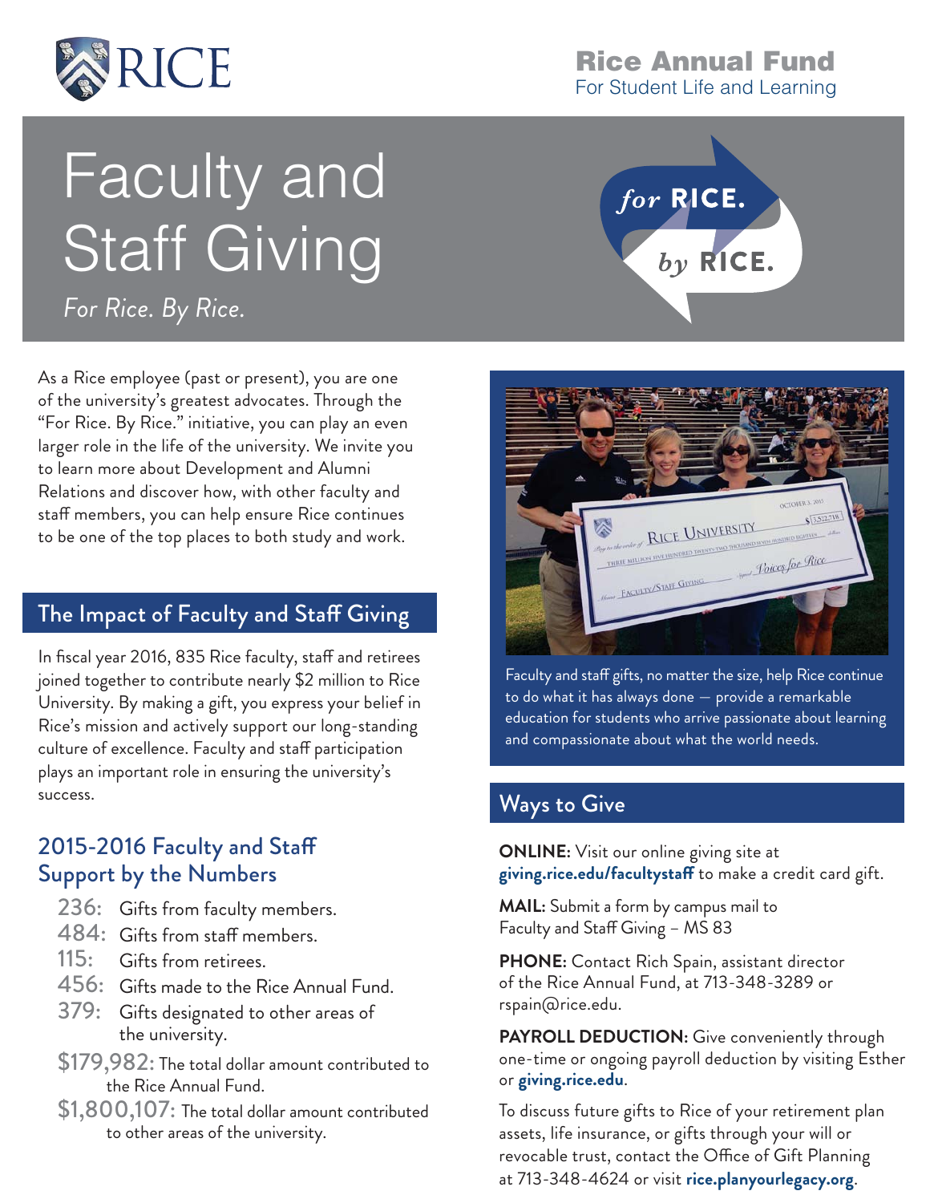Rice Annual Fund
For Student Life and Learning

# Faculty and Staff Giving

*For Rice. By Rice.*

As a Rice employee (past or present), you are one of the university's greatest advocates. Through the "For Rice. By Rice." initiative, you can play an even larger role in the life of the university. We invite you to learn more about Development and Alumni Relations and discover how, with other faculty and staff members, you can help ensure Rice continues to be one of the top places to both study and work.

## The Impact of Faculty and Staff Giving

In fiscal year 2016, 835 Rice faculty, staff and retirees joined together to contribute nearly $2 million to Rice University. By making a gift, you express your belief in Rice's mission and actively support our long-standing culture of excellence. Faculty and staff participation plays an important role in ensuring the university's success.

### 2015-2016 Faculty and Staff Support by the Numbers

- 236: Gifts from faculty members.
- 484: Gifts from staff members.
- 115: Gifts from retirees.
- 456: Gifts made to the Rice Annual Fund.
- 379: Gifts designated to other areas of the university.
- $179,982: The total dollar amount contributed to the Rice Annual Fund.
- $1,800,107: The total dollar amount contributed to other areas of the university.

Faculty and staff gifts, no matter the size, help Rice continue to do what it has always done — provide a remarkable education for students who arrive passionate about learning and compassionate about what the world needs.

## Ways to Give

**ONLINE:** Visit our online giving site at **giving.rice.edu/facultystaff** to make a credit card gift.

**MAIL:** Submit a form by campus mail to Faculty and Staff Giving – MS 83

**PHONE:** Contact Rich Spain, assistant director of the Rice Annual Fund, at 713-348-3289 or rspain@rice.edu.

**PAYROLL DEDUCTION:** Give conveniently through one-time or ongoing payroll deduction by visiting Esther or **giving.rice.edu**.

To discuss future gifts to Rice of your retirement plan assets, life insurance, or gifts through your will or revocable trust, contact the Office of Gift Planning at 713-348-4624 or visit **rice.planyourlegacy.org**.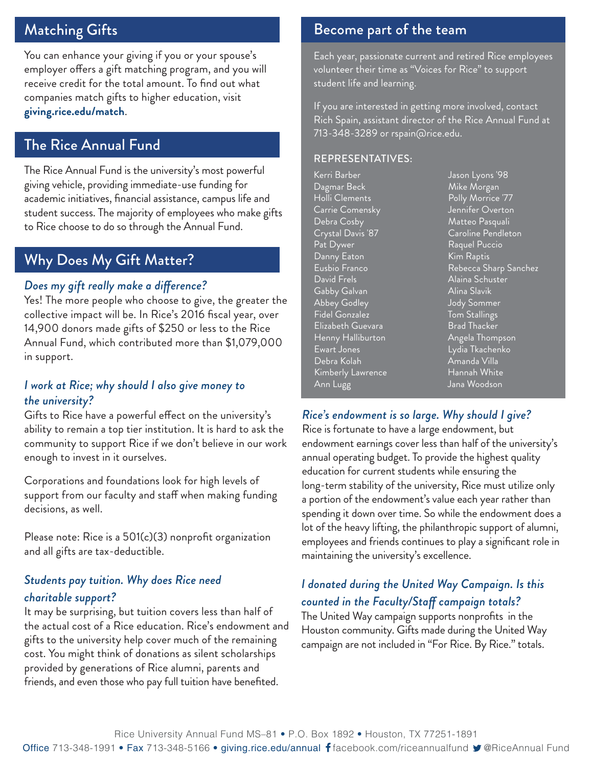## Matching Gifts

You can enhance your giving if you or your spouse's employer offers a gift matching program, and you will receive credit for the total amount. To find out what companies match gifts to higher education, visit **giving.rice.edu/match**.

## The Rice Annual Fund

The Rice Annual Fund is the university's most powerful giving vehicle, providing immediate-use funding for academic initiatives, financial assistance, campus life and student success. The majority of employees who make gifts to Rice choose to do so through the Annual Fund.

## Why Does My Gift Matter?

### *Does my gift really make a difference?*

Yes! The more people who choose to give, the greater the collective impact will be. In Rice's 2016 fiscal year, over 14,900 donors made gifts of $250 or less to the Rice Annual Fund, which contributed more than $1,079,000 in support.

### *I work at Rice; why should I also give money to the university?*

Gifts to Rice have a powerful effect on the university's ability to remain a top tier institution. It is hard to ask the community to support Rice if we don't believe in our work enough to invest in it ourselves.

Corporations and foundations look for high levels of support from our faculty and staff when making funding decisions, as well.

Please note: Rice is a 501(c)(3) nonprofit organization and all gifts are tax-deductible.

### *Students pay tuition. Why does Rice need charitable support?*

It may be surprising, but tuition covers less than half of the actual cost of a Rice education. Rice's endowment and gifts to the university help cover much of the remaining cost. You might think of donations as silent scholarships provided by generations of Rice alumni, parents and friends, and even those who pay full tuition have benefited.

## Become part of the team

Each year, passionate current and retired Rice employees volunteer their time as "Voices for Rice" to support student life and learning.

If you are interested in getting more involved, contact Rich Spain, assistant director of the Rice Annual Fund at 713-348-3289 or rspain@rice.edu.

### REPRESENTATIVES:

Kerri Barber
Dagmar Beck
Holli Clements
Carrie Comensky
Debra Cosby
Crystal Davis '87
Pat Dywer
Danny Eaton
Eusbio Franco
David Frels
Gabby Galvan
Abbey Godley
Fidel Gonzalez
Elizabeth Guevara
Henny Halliburton
Ewart Jones
Debra Kolah
Kimberly Lawrence
Ann Lugg
Jason Lyons '98
Mike Morgan
Polly Morrice '77
Jennifer Overton
Matteo Pasquali
Caroline Pendleton
Raquel Puccio
Kim Raptis
Rebecca Sharp Sanchez
Alaina Schuster
Alina Slavik
Jody Sommer
Tom Stallings
Brad Thacker
Angela Thompson
Lydia Tkachenko
Amanda Villa
Hannah White
Jana Woodson

### *Rice's endowment is so large. Why should I give?*

Rice is fortunate to have a large endowment, but endowment earnings cover less than half of the university's annual operating budget. To provide the highest quality education for current students while ensuring the long-term stability of the university, Rice must utilize only a portion of the endowment's value each year rather than spending it down over time. So while the endowment does a lot of the heavy lifting, the philanthropic support of alumni, employees and friends continues to play a significant role in maintaining the university's excellence.

### *I donated during the United Way Campaign. Is this counted in the Faculty/Staff campaign totals?*

The United Way campaign supports nonprofits in the Houston community. Gifts made during the United Way campaign are not included in "For Rice. By Rice." totals.

Rice University Annual Fund MS–81 • P.O. Box 1892 • Houston, TX 77251-1891
Office 713-348-1991 • Fax 713-348-5166 • giving.rice.edu/annual facebook.com/riceannualfund @RiceAnnual Fund